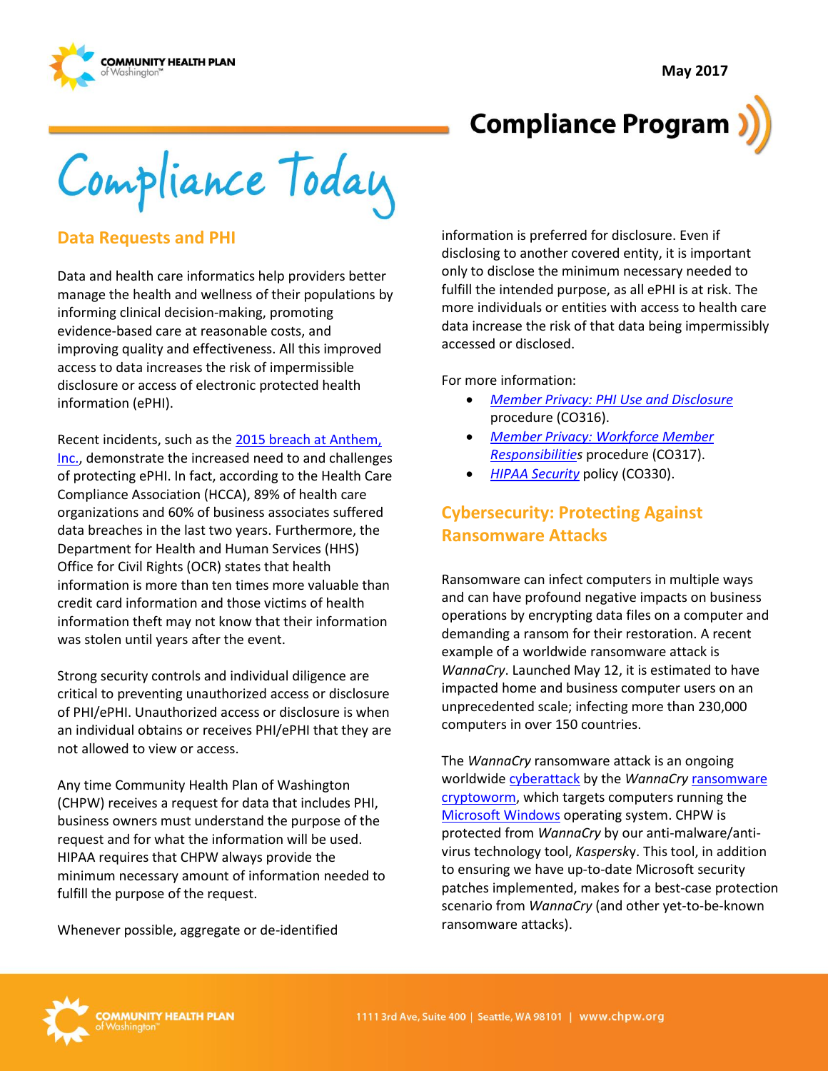May 2017

# Compliance Program

# Compliance Today

## Data Requests and PHI

Data and health care informatics help providers better manage the health and wellness of their populations by informing clinical decision-making, promoting evidence-based care at reasonable costs, and improving quality and effectiveness. All this improved access to data increases the risk of impermissible disclosure or access of electronic protected health information (ePHI).

Recent incidents, such as the 2015 breach at Anthem, Inc., demonstrate the increased need to and challenges of protecting ePHI. In fact, according to the Health Care Compliance Association (HCCA), 89% of health care organizations and 60% of business associates suffered data breaches in the last two years. Furthermore, the Department for Health and Human Services (HHS) Office for Civil Rights (OCR) states that health information is more than ten times more valuable than credit card information and those victims of health information theft may not know that their information was stolen until years after the event.

Strong security controls and individual diligence are critical to preventing unauthorized access or disclosure of PHI/ePHI. Unauthorized access or disclosure is when an individual obtains or receives PHI/ePHI that they are not allowed to view or access.

Any time Community Health Plan of Washington (CHPW) receives a request for data that includes PHI, business owners must understand the purpose of the request and for what the information will be used. HIPAA requires that CHPW always provide the minimum necessary amount of information needed to fulfill the purpose of the request.

Whenever possible, aggregate or de-identified information is preferred for disclosure. Even if disclosing to another covered entity, it is important only to disclose the minimum necessary needed to fulfill the intended purpose, as all ePHI is at risk. The more individuals or entities with access to health care data increase the risk of that data being impermissibly accessed or disclosed.

For more information:

- *Member Privacy: PHI Use and Disclosure* procedure (CO316).
- *Member Privacy: Workforce Member Responsibilities* procedure (CO317).
- *HIPAA Security* policy (CO330).

## Cybersecurity: Protecting Against Ransomware Attacks

Ransomware can infect computers in multiple ways and can have profound negative impacts on business operations by encrypting data files on a computer and demanding a ransom for their restoration. A recent example of a worldwide ransomware attack is *WannaCry*. Launched May 12, it is estimated to have impacted home and business computer users on an unprecedented scale; infecting more than 230,000 computers in over 150 countries.

The *WannaCry* ransomware attack is an ongoing worldwide cyberattack by the *WannaCry* ransomware cryptoworm, which targets computers running the Microsoft Windows operating system. CHPW is protected from *WannaCry* by our anti-malware/anti-virus technology tool, *Kaspersky*. This tool, in addition to ensuring we have up-to-date Microsoft security patches implemented, makes for a best-case protection scenario from *WannaCry* (and other yet-to-be-known ransomware attacks).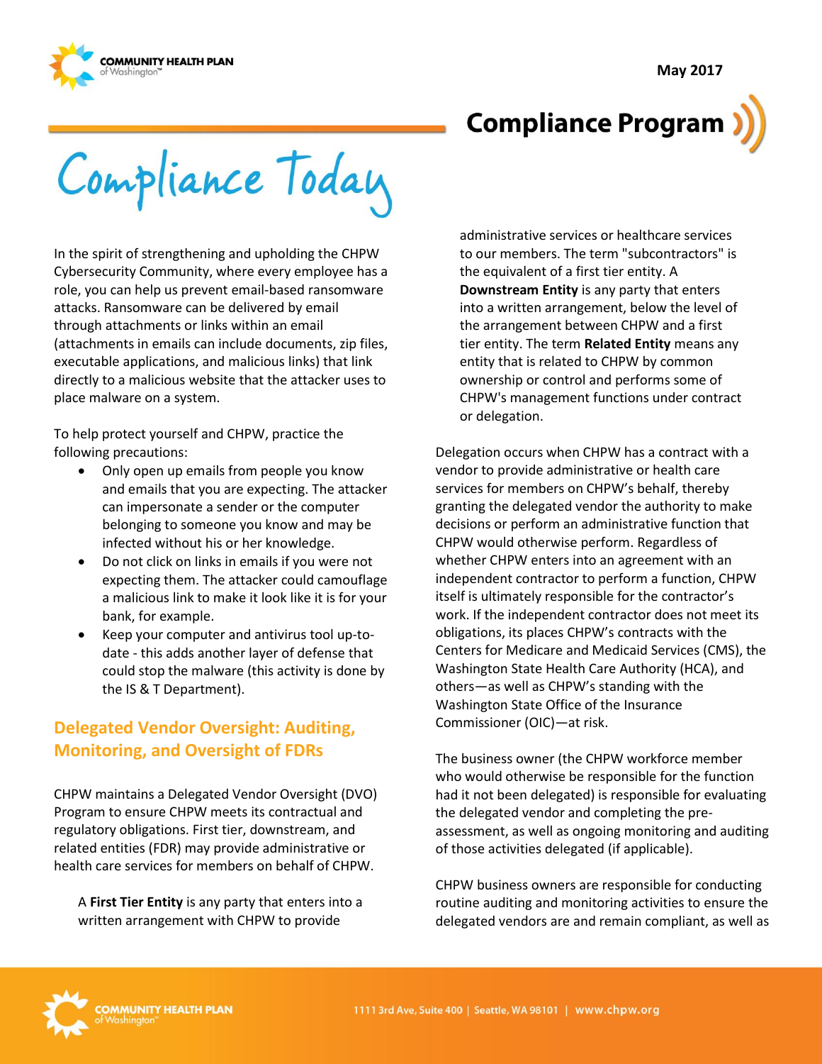# Compliance Today

## Compliance Program

May 2017

In the spirit of strengthening and upholding the CHPW Cybersecurity Community, where every employee has a role, you can help us prevent email-based ransomware attacks. Ransomware can be delivered by email through attachments or links within an email (attachments in emails can include documents, zip files, executable applications, and malicious links) that link directly to a malicious website that the attacker uses to place malware on a system.

To help protect yourself and CHPW, practice the following precautions:

- Only open up emails from people you know and emails that you are expecting. The attacker can impersonate a sender or the computer belonging to someone you know and may be infected without his or her knowledge.
- Do not click on links in emails if you were not expecting them. The attacker could camouflage a malicious link to make it look like it is for your bank, for example.
- Keep your computer and antivirus tool up-to-date - this adds another layer of defense that could stop the malware (this activity is done by the IS & T Department).

## Delegated Vendor Oversight: Auditing, Monitoring, and Oversight of FDRs

CHPW maintains a Delegated Vendor Oversight (DVO) Program to ensure CHPW meets its contractual and regulatory obligations. First tier, downstream, and related entities (FDR) may provide administrative or health care services for members on behalf of CHPW.

> A **First Tier Entity** is any party that enters into a written arrangement with CHPW to provide administrative services or healthcare services to our members. The term "subcontractors" is the equivalent of a first tier entity. A **Downstream Entity** is any party that enters into a written arrangement, below the level of the arrangement between CHPW and a first tier entity. The term **Related Entity** means any entity that is related to CHPW by common ownership or control and performs some of CHPW's management functions under contract or delegation.

Delegation occurs when CHPW has a contract with a vendor to provide administrative or health care services for members on CHPW's behalf, thereby granting the delegated vendor the authority to make decisions or perform an administrative function that CHPW would otherwise perform. Regardless of whether CHPW enters into an agreement with an independent contractor to perform a function, CHPW itself is ultimately responsible for the contractor's work. If the independent contractor does not meet its obligations, its places CHPW's contracts with the Centers for Medicare and Medicaid Services (CMS), the Washington State Health Care Authority (HCA), and others—as well as CHPW's standing with the Washington State Office of the Insurance Commissioner (OIC)—at risk.

The business owner (the CHPW workforce member who would otherwise be responsible for the function had it not been delegated) is responsible for evaluating the delegated vendor and completing the pre-assessment, as well as ongoing monitoring and auditing of those activities delegated (if applicable).

CHPW business owners are responsible for conducting routine auditing and monitoring activities to ensure the delegated vendors are and remain compliant, as well as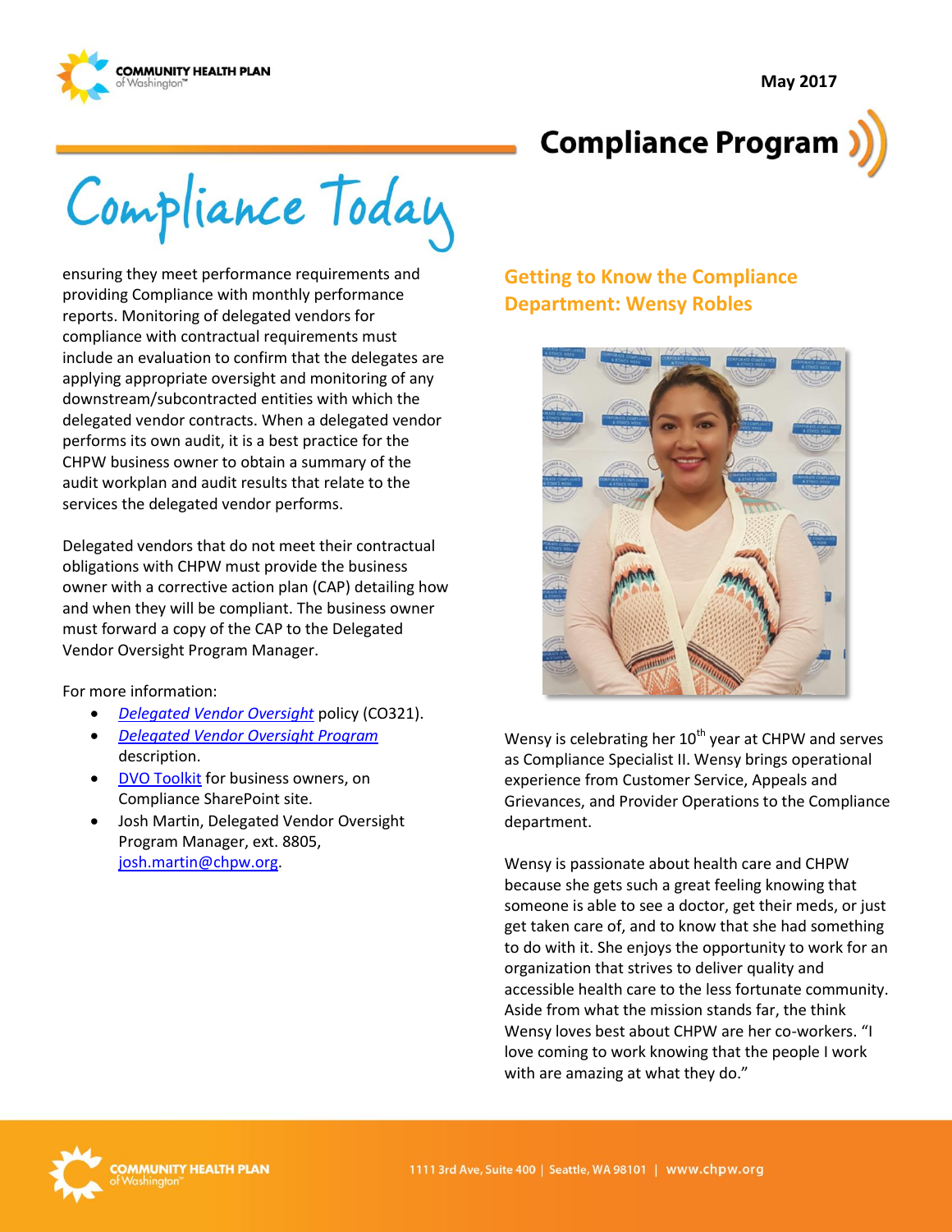# Compliance Program

## Compliance Today

ensuring they meet performance requirements and providing Compliance with monthly performance reports. Monitoring of delegated vendors for compliance with contractual requirements must include an evaluation to confirm that the delegates are applying appropriate oversight and monitoring of any downstream/subcontracted entities with which the delegated vendor contracts. When a delegated vendor performs its own audit, it is a best practice for the CHPW business owner to obtain a summary of the audit workplan and audit results that relate to the services the delegated vendor performs.

Delegated vendors that do not meet their contractual obligations with CHPW must provide the business owner with a corrective action plan (CAP) detailing how and when they will be compliant. The business owner must forward a copy of the CAP to the Delegated Vendor Oversight Program Manager.

For more information:

- *Delegated Vendor Oversight* policy (CO321).
- *Delegated Vendor Oversight Program* description.
- DVO Toolkit for business owners, on Compliance SharePoint site.
- Josh Martin, Delegated Vendor Oversight Program Manager, ext. 8805, josh.martin@chpw.org.

## Getting to Know the Compliance Department: Wensy Robles

Wensy is celebrating her 10th year at CHPW and serves as Compliance Specialist II. Wensy brings operational experience from Customer Service, Appeals and Grievances, and Provider Operations to the Compliance department.

Wensy is passionate about health care and CHPW because she gets such a great feeling knowing that someone is able to see a doctor, get their meds, or just get taken care of, and to know that she had something to do with it. She enjoys the opportunity to work for an organization that strives to deliver quality and accessible health care to the less fortunate community. Aside from what the mission stands far, the think Wensy loves best about CHPW are her co-workers. "I love coming to work knowing that the people I work with are amazing at what they do."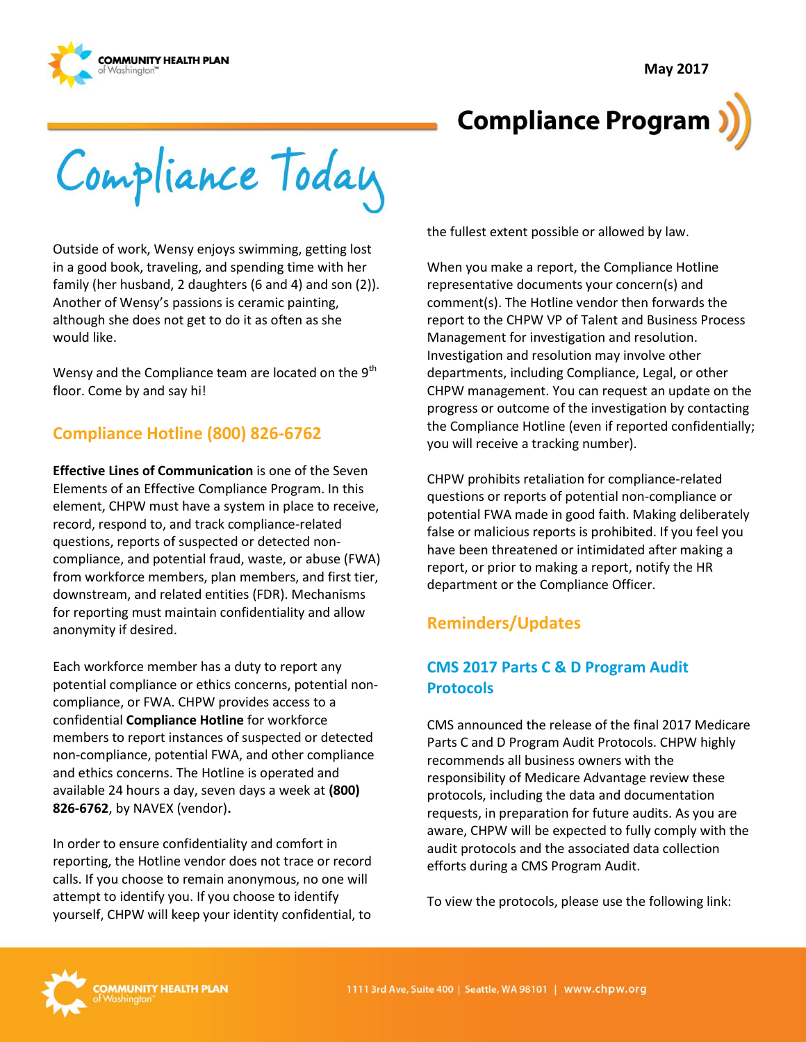Outside of work, Wensy enjoys swimming, getting lost in a good book, traveling, and spending time with her family (her husband, 2 daughters (6 and 4) and son (2)). Another of Wensy's passions is ceramic painting, although she does not get to do it as often as she would like.

Wensy and the Compliance team are located on the 9th floor. Come by and say hi!

## Compliance Hotline (800) 826-6762

**Effective Lines of Communication** is one of the Seven Elements of an Effective Compliance Program. In this element, CHPW must have a system in place to receive, record, respond to, and track compliance-related questions, reports of suspected or detected non-compliance, and potential fraud, waste, or abuse (FWA) from workforce members, plan members, and first tier, downstream, and related entities (FDR). Mechanisms for reporting must maintain confidentiality and allow anonymity if desired.

Each workforce member has a duty to report any potential compliance or ethics concerns, potential non-compliance, or FWA. CHPW provides access to a confidential **Compliance Hotline** for workforce members to report instances of suspected or detected non-compliance, potential FWA, and other compliance and ethics concerns. The Hotline is operated and available 24 hours a day, seven days a week at **(800) 826-6762**, by NAVEX (vendor)**.**

In order to ensure confidentiality and comfort in reporting, the Hotline vendor does not trace or record calls. If you choose to remain anonymous, no one will attempt to identify you. If you choose to identify yourself, CHPW will keep your identity confidential, to the fullest extent possible or allowed by law.

When you make a report, the Compliance Hotline representative documents your concern(s) and comment(s). The Hotline vendor then forwards the report to the CHPW VP of Talent and Business Process Management for investigation and resolution. Investigation and resolution may involve other departments, including Compliance, Legal, or other CHPW management. You can request an update on the progress or outcome of the investigation by contacting the Compliance Hotline (even if reported confidentially; you will receive a tracking number).

CHPW prohibits retaliation for compliance-related questions or reports of potential non-compliance or potential FWA made in good faith. Making deliberately false or malicious reports is prohibited. If you feel you have been threatened or intimidated after making a report, or prior to making a report, notify the HR department or the Compliance Officer.

## Reminders/Updates

### CMS 2017 Parts C & D Program Audit Protocols

CMS announced the release of the final 2017 Medicare Parts C and D Program Audit Protocols. CHPW highly recommends all business owners with the responsibility of Medicare Advantage review these protocols, including the data and documentation requests, in preparation for future audits. As you are aware, CHPW will be expected to fully comply with the audit protocols and the associated data collection efforts during a CMS Program Audit.

To view the protocols, please use the following link: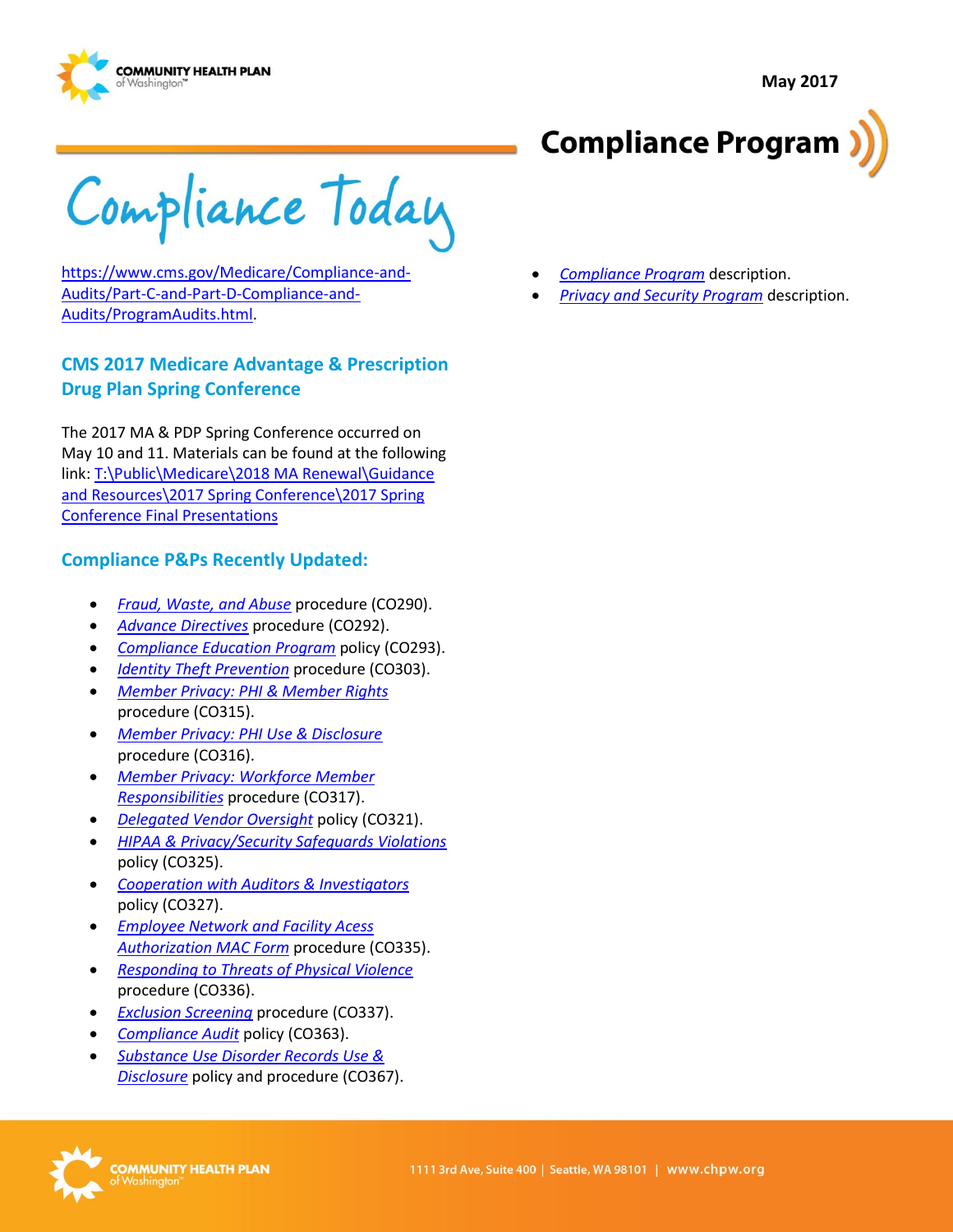Compliance Today

https://www.cms.gov/Medicare/Compliance-and-Audits/Part-C-and-Part-D-Compliance-and-Audits/ProgramAudits.html.

### CMS 2017 Medicare Advantage & Prescription Drug Plan Spring Conference

The 2017 MA & PDP Spring Conference occurred on May 10 and 11. Materials can be found at the following link: T:\Public\Medicare\2018 MA Renewal\Guidance and Resources\2017 Spring Conference\2017 Spring Conference Final Presentations

### Compliance P&Ps Recently Updated:

- *Fraud, Waste, and Abuse* procedure (CO290).
- *Advance Directives* procedure (CO292).
- *Compliance Education Program* policy (CO293).
- *Identity Theft Prevention* procedure (CO303).
- *Member Privacy: PHI & Member Rights* procedure (CO315).
- *Member Privacy: PHI Use & Disclosure* procedure (CO316).
- *Member Privacy: Workforce Member Responsibilities* procedure (CO317).
- *Delegated Vendor Oversight* policy (CO321).
- *HIPAA & Privacy/Security Safeguards Violations* policy (CO325).
- *Cooperation with Auditors & Investigators* policy (CO327).
- *Employee Network and Facility Acess Authorization MAC Form* procedure (CO335).
- *Responding to Threats of Physical Violence* procedure (CO336).
- *Exclusion Screening* procedure (CO337).
- *Compliance Audit* policy (CO363).
- *Substance Use Disorder Records Use & Disclosure* policy and procedure (CO367).
- *Compliance Program* description.
- *Privacy and Security Program* description.